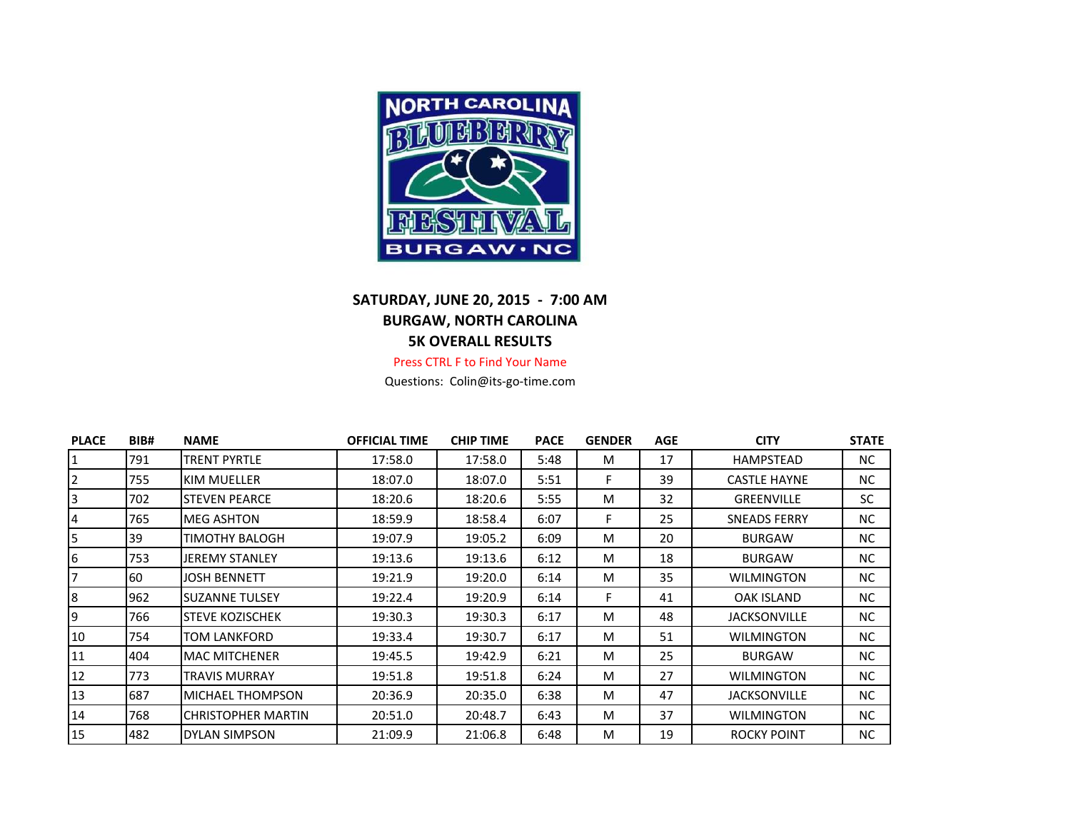SATURDAY, JUNE 20, 2015 - 7:00 AM

BURGAW, NORTH CAROLINA

5K OVERALL RESULTS

Press CTRL F to Find Your Name

Questions: Colin@its-go-time.com

| PLACE | BIB# | NAME | OFFICIAL TIME | CHIP TIME | PACE | GENDER | AGE | CITY | STATE |
|---|---|---|---|---|---|---|---|---|---|
| 1 | 791 | TRENT PYRTLE | 17:58.0 | 17:58.0 | 5:48 | M | 17 | HAMPSTEAD | NC |
| 2 | 755 | KIM MUELLER | 18:07.0 | 18:07.0 | 5:51 | F | 39 | CASTLE HAYNE | NC |
| 3 | 702 | STEVEN PEARCE | 18:20.6 | 18:20.6 | 5:55 | M | 32 | GREENVILLE | SC |
| 4 | 765 | MEG ASHTON | 18:59.9 | 18:58.4 | 6:07 | F | 25 | SNEADS FERRY | NC |
| 5 | 39 | TIMOTHY BALOGH | 19:07.9 | 19:05.2 | 6:09 | M | 20 | BURGAW | NC |
| 6 | 753 | JEREMY STANLEY | 19:13.6 | 19:13.6 | 6:12 | M | 18 | BURGAW | NC |
| 7 | 60 | JOSH BENNETT | 19:21.9 | 19:20.0 | 6:14 | M | 35 | WILMINGTON | NC |
| 8 | 962 | SUZANNE TULSEY | 19:22.4 | 19:20.9 | 6:14 | F | 41 | OAK ISLAND | NC |
| 9 | 766 | STEVE KOZISCHEK | 19:30.3 | 19:30.3 | 6:17 | M | 48 | JACKSONVILLE | NC |
| 10 | 754 | TOM LANKFORD | 19:33.4 | 19:30.7 | 6:17 | M | 51 | WILMINGTON | NC |
| 11 | 404 | MAC MITCHENER | 19:45.5 | 19:42.9 | 6:21 | M | 25 | BURGAW | NC |
| 12 | 773 | TRAVIS MURRAY | 19:51.8 | 19:51.8 | 6:24 | M | 27 | WILMINGTON | NC |
| 13 | 687 | MICHAEL THOMPSON | 20:36.9 | 20:35.0 | 6:38 | M | 47 | JACKSONVILLE | NC |
| 14 | 768 | CHRISTOPHER MARTIN | 20:51.0 | 20:48.7 | 6:43 | M | 37 | WILMINGTON | NC |
| 15 | 482 | DYLAN SIMPSON | 21:09.9 | 21:06.8 | 6:48 | M | 19 | ROCKY POINT | NC |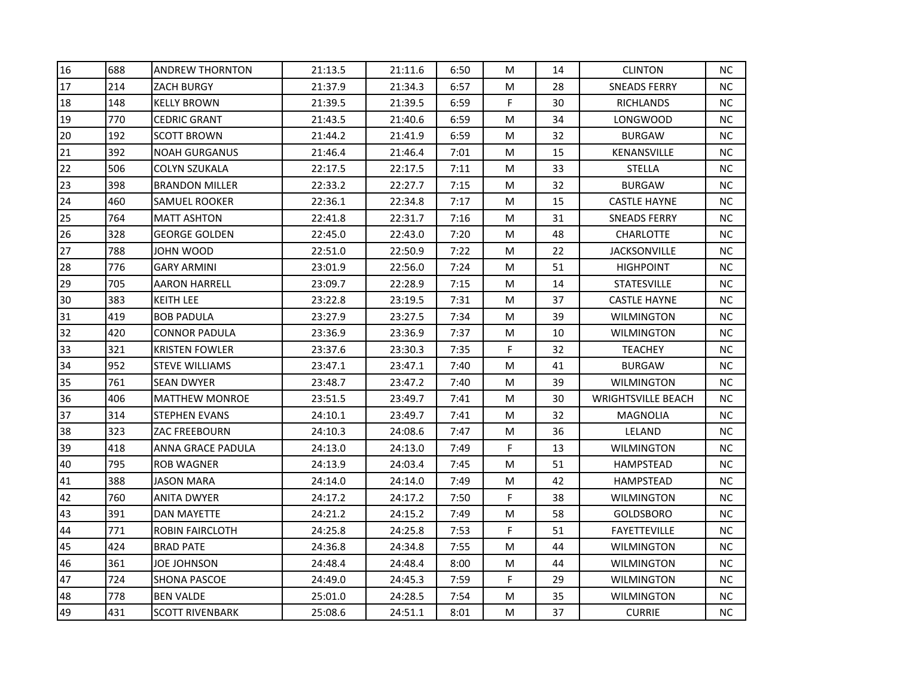| | | | | | | | | | |
|---|---|---|---|---|---|---|---|---|---|
| 16 | 688 | ANDREW THORNTON | 21:13.5 | 21:11.6 | 6:50 | M | 14 | CLINTON | NC |
| 17 | 214 | ZACH BURGY | 21:37.9 | 21:34.3 | 6:57 | M | 28 | SNEADS FERRY | NC |
| 18 | 148 | KELLY BROWN | 21:39.5 | 21:39.5 | 6:59 | F | 30 | RICHLANDS | NC |
| 19 | 770 | CEDRIC GRANT | 21:43.5 | 21:40.6 | 6:59 | M | 34 | LONGWOOD | NC |
| 20 | 192 | SCOTT BROWN | 21:44.2 | 21:41.9 | 6:59 | M | 32 | BURGAW | NC |
| 21 | 392 | NOAH GURGANUS | 21:46.4 | 21:46.4 | 7:01 | M | 15 | KENANSVILLE | NC |
| 22 | 506 | COLYN SZUKALA | 22:17.5 | 22:17.5 | 7:11 | M | 33 | STELLA | NC |
| 23 | 398 | BRANDON MILLER | 22:33.2 | 22:27.7 | 7:15 | M | 32 | BURGAW | NC |
| 24 | 460 | SAMUEL ROOKER | 22:36.1 | 22:34.8 | 7:17 | M | 15 | CASTLE HAYNE | NC |
| 25 | 764 | MATT ASHTON | 22:41.8 | 22:31.7 | 7:16 | M | 31 | SNEADS FERRY | NC |
| 26 | 328 | GEORGE GOLDEN | 22:45.0 | 22:43.0 | 7:20 | M | 48 | CHARLOTTE | NC |
| 27 | 788 | JOHN WOOD | 22:51.0 | 22:50.9 | 7:22 | M | 22 | JACKSONVILLE | NC |
| 28 | 776 | GARY ARMINI | 23:01.9 | 22:56.0 | 7:24 | M | 51 | HIGHPOINT | NC |
| 29 | 705 | AARON HARRELL | 23:09.7 | 22:28.9 | 7:15 | M | 14 | STATESVILLE | NC |
| 30 | 383 | KEITH LEE | 23:22.8 | 23:19.5 | 7:31 | M | 37 | CASTLE HAYNE | NC |
| 31 | 419 | BOB PADULA | 23:27.9 | 23:27.5 | 7:34 | M | 39 | WILMINGTON | NC |
| 32 | 420 | CONNOR PADULA | 23:36.9 | 23:36.9 | 7:37 | M | 10 | WILMINGTON | NC |
| 33 | 321 | KRISTEN FOWLER | 23:37.6 | 23:30.3 | 7:35 | F | 32 | TEACHEY | NC |
| 34 | 952 | STEVE WILLIAMS | 23:47.1 | 23:47.1 | 7:40 | M | 41 | BURGAW | NC |
| 35 | 761 | SEAN DWYER | 23:48.7 | 23:47.2 | 7:40 | M | 39 | WILMINGTON | NC |
| 36 | 406 | MATTHEW MONROE | 23:51.5 | 23:49.7 | 7:41 | M | 30 | WRIGHTSVILLE BEACH | NC |
| 37 | 314 | STEPHEN EVANS | 24:10.1 | 23:49.7 | 7:41 | M | 32 | MAGNOLIA | NC |
| 38 | 323 | ZAC FREEBOURN | 24:10.3 | 24:08.6 | 7:47 | M | 36 | LELAND | NC |
| 39 | 418 | ANNA GRACE PADULA | 24:13.0 | 24:13.0 | 7:49 | F | 13 | WILMINGTON | NC |
| 40 | 795 | ROB WAGNER | 24:13.9 | 24:03.4 | 7:45 | M | 51 | HAMPSTEAD | NC |
| 41 | 388 | JASON MARA | 24:14.0 | 24:14.0 | 7:49 | M | 42 | HAMPSTEAD | NC |
| 42 | 760 | ANITA DWYER | 24:17.2 | 24:17.2 | 7:50 | F | 38 | WILMINGTON | NC |
| 43 | 391 | DAN MAYETTE | 24:21.2 | 24:15.2 | 7:49 | M | 58 | GOLDSBORO | NC |
| 44 | 771 | ROBIN FAIRCLOTH | 24:25.8 | 24:25.8 | 7:53 | F | 51 | FAYETTEVILLE | NC |
| 45 | 424 | BRAD PATE | 24:36.8 | 24:34.8 | 7:55 | M | 44 | WILMINGTON | NC |
| 46 | 361 | JOE JOHNSON | 24:48.4 | 24:48.4 | 8:00 | M | 44 | WILMINGTON | NC |
| 47 | 724 | SHONA PASCOE | 24:49.0 | 24:45.3 | 7:59 | F | 29 | WILMINGTON | NC |
| 48 | 778 | BEN VALDE | 25:01.0 | 24:28.5 | 7:54 | M | 35 | WILMINGTON | NC |
| 49 | 431 | SCOTT RIVENBARK | 25:08.6 | 24:51.1 | 8:01 | M | 37 | CURRIE | NC |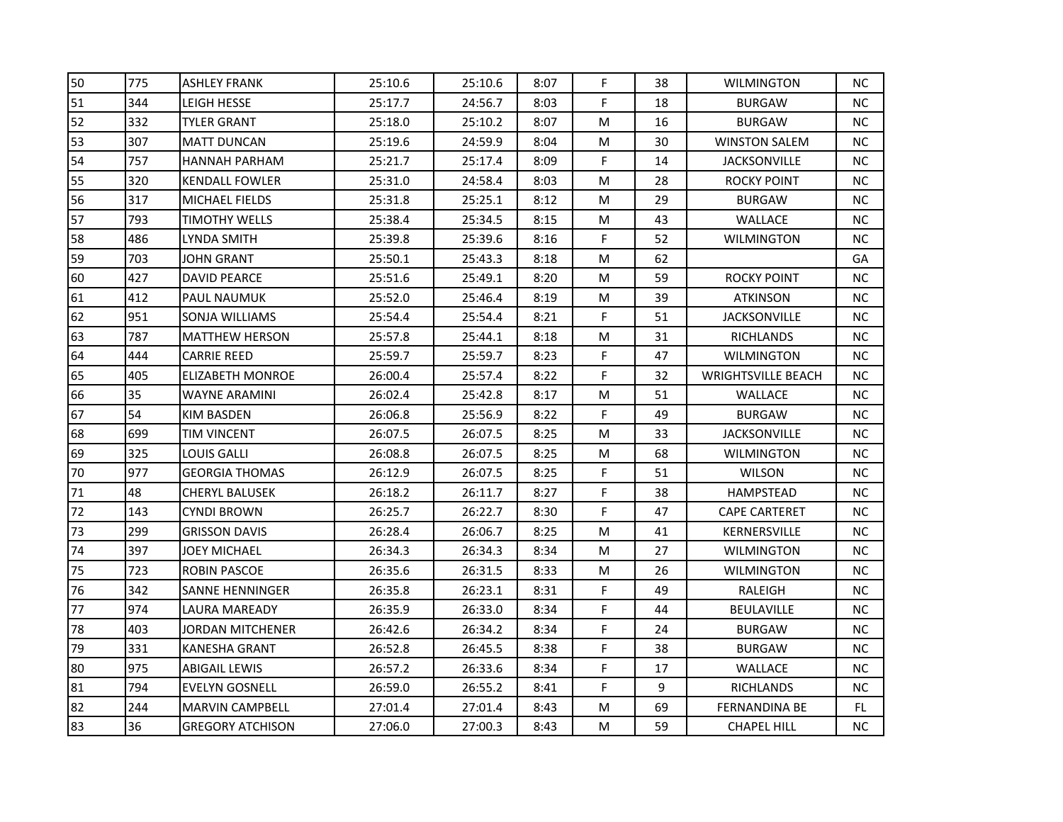| | | | | | | | | | |
|---|---|---|---|---|---|---|---|---|---|
| 50 | 775 | ASHLEY FRANK | 25:10.6 | 25:10.6 | 8:07 | F | 38 | WILMINGTON | NC |
| 51 | 344 | LEIGH HESSE | 25:17.7 | 24:56.7 | 8:03 | F | 18 | BURGAW | NC |
| 52 | 332 | TYLER GRANT | 25:18.0 | 25:10.2 | 8:07 | M | 16 | BURGAW | NC |
| 53 | 307 | MATT DUNCAN | 25:19.6 | 24:59.9 | 8:04 | M | 30 | WINSTON SALEM | NC |
| 54 | 757 | HANNAH PARHAM | 25:21.7 | 25:17.4 | 8:09 | F | 14 | JACKSONVILLE | NC |
| 55 | 320 | KENDALL FOWLER | 25:31.0 | 24:58.4 | 8:03 | M | 28 | ROCKY POINT | NC |
| 56 | 317 | MICHAEL FIELDS | 25:31.8 | 25:25.1 | 8:12 | M | 29 | BURGAW | NC |
| 57 | 793 | TIMOTHY WELLS | 25:38.4 | 25:34.5 | 8:15 | M | 43 | WALLACE | NC |
| 58 | 486 | LYNDA SMITH | 25:39.8 | 25:39.6 | 8:16 | F | 52 | WILMINGTON | NC |
| 59 | 703 | JOHN GRANT | 25:50.1 | 25:43.3 | 8:18 | M | 62 | | GA |
| 60 | 427 | DAVID PEARCE | 25:51.6 | 25:49.1 | 8:20 | M | 59 | ROCKY POINT | NC |
| 61 | 412 | PAUL NAUMUK | 25:52.0 | 25:46.4 | 8:19 | M | 39 | ATKINSON | NC |
| 62 | 951 | SONJA WILLIAMS | 25:54.4 | 25:54.4 | 8:21 | F | 51 | JACKSONVILLE | NC |
| 63 | 787 | MATTHEW HERSON | 25:57.8 | 25:44.1 | 8:18 | M | 31 | RICHLANDS | NC |
| 64 | 444 | CARRIE REED | 25:59.7 | 25:59.7 | 8:23 | F | 47 | WILMINGTON | NC |
| 65 | 405 | ELIZABETH MONROE | 26:00.4 | 25:57.4 | 8:22 | F | 32 | WRIGHTSVILLE BEACH | NC |
| 66 | 35 | WAYNE ARAMINI | 26:02.4 | 25:42.8 | 8:17 | M | 51 | WALLACE | NC |
| 67 | 54 | KIM BASDEN | 26:06.8 | 25:56.9 | 8:22 | F | 49 | BURGAW | NC |
| 68 | 699 | TIM VINCENT | 26:07.5 | 26:07.5 | 8:25 | M | 33 | JACKSONVILLE | NC |
| 69 | 325 | LOUIS GALLI | 26:08.8 | 26:07.5 | 8:25 | M | 68 | WILMINGTON | NC |
| 70 | 977 | GEORGIA THOMAS | 26:12.9 | 26:07.5 | 8:25 | F | 51 | WILSON | NC |
| 71 | 48 | CHERYL BALUSEK | 26:18.2 | 26:11.7 | 8:27 | F | 38 | HAMPSTEAD | NC |
| 72 | 143 | CYNDI BROWN | 26:25.7 | 26:22.7 | 8:30 | F | 47 | CAPE CARTERET | NC |
| 73 | 299 | GRISSON DAVIS | 26:28.4 | 26:06.7 | 8:25 | M | 41 | KERNERSVILLE | NC |
| 74 | 397 | JOEY MICHAEL | 26:34.3 | 26:34.3 | 8:34 | M | 27 | WILMINGTON | NC |
| 75 | 723 | ROBIN PASCOE | 26:35.6 | 26:31.5 | 8:33 | M | 26 | WILMINGTON | NC |
| 76 | 342 | SANNE HENNINGER | 26:35.8 | 26:23.1 | 8:31 | F | 49 | RALEIGH | NC |
| 77 | 974 | LAURA MAREADY | 26:35.9 | 26:33.0 | 8:34 | F | 44 | BEULAVILLE | NC |
| 78 | 403 | JORDAN MITCHENER | 26:42.6 | 26:34.2 | 8:34 | F | 24 | BURGAW | NC |
| 79 | 331 | KANESHA GRANT | 26:52.8 | 26:45.5 | 8:38 | F | 38 | BURGAW | NC |
| 80 | 975 | ABIGAIL LEWIS | 26:57.2 | 26:33.6 | 8:34 | F | 17 | WALLACE | NC |
| 81 | 794 | EVELYN GOSNELL | 26:59.0 | 26:55.2 | 8:41 | F | 9 | RICHLANDS | NC |
| 82 | 244 | MARVIN CAMPBELL | 27:01.4 | 27:01.4 | 8:43 | M | 69 | FERNANDINA BE | FL |
| 83 | 36 | GREGORY ATCHISON | 27:06.0 | 27:00.3 | 8:43 | M | 59 | CHAPEL HILL | NC |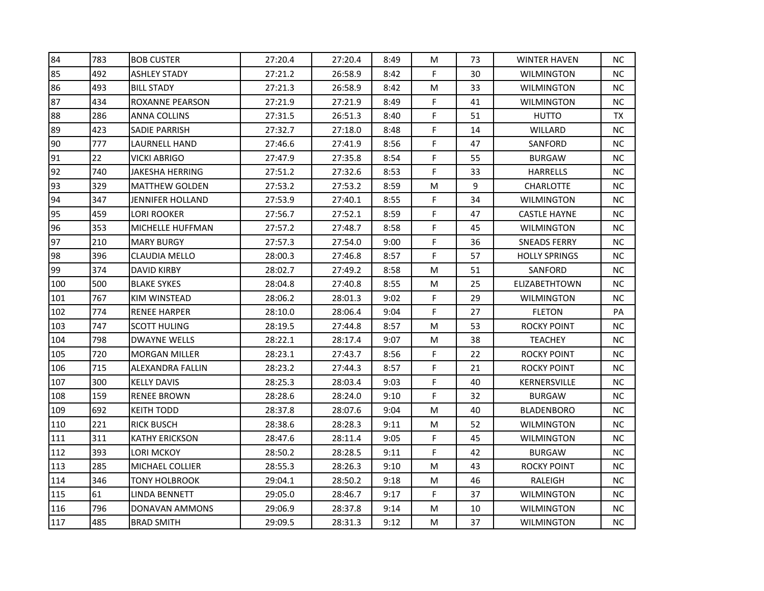| 84 | 783 | BOB CUSTER | 27:20.4 | 27:20.4 | 8:49 | M | 73 | WINTER HAVEN | NC |
|---|---|---|---|---|---|---|---|---|---|
| 85 | 492 | ASHLEY STADY | 27:21.2 | 26:58.9 | 8:42 | F | 30 | WILMINGTON | NC |
| 86 | 493 | BILL STADY | 27:21.3 | 26:58.9 | 8:42 | M | 33 | WILMINGTON | NC |
| 87 | 434 | ROXANNE PEARSON | 27:21.9 | 27:21.9 | 8:49 | F | 41 | WILMINGTON | NC |
| 88 | 286 | ANNA COLLINS | 27:31.5 | 26:51.3 | 8:40 | F | 51 | HUTTO | TX |
| 89 | 423 | SADIE PARRISH | 27:32.7 | 27:18.0 | 8:48 | F | 14 | WILLARD | NC |
| 90 | 777 | LAURNELL HAND | 27:46.6 | 27:41.9 | 8:56 | F | 47 | SANFORD | NC |
| 91 | 22 | VICKI ABRIGO | 27:47.9 | 27:35.8 | 8:54 | F | 55 | BURGAW | NC |
| 92 | 740 | JAKESHA HERRING | 27:51.2 | 27:32.6 | 8:53 | F | 33 | HARRELLS | NC |
| 93 | 329 | MATTHEW GOLDEN | 27:53.2 | 27:53.2 | 8:59 | M | 9 | CHARLOTTE | NC |
| 94 | 347 | JENNIFER HOLLAND | 27:53.9 | 27:40.1 | 8:55 | F | 34 | WILMINGTON | NC |
| 95 | 459 | LORI ROOKER | 27:56.7 | 27:52.1 | 8:59 | F | 47 | CASTLE HAYNE | NC |
| 96 | 353 | MICHELLE HUFFMAN | 27:57.2 | 27:48.7 | 8:58 | F | 45 | WILMINGTON | NC |
| 97 | 210 | MARY BURGY | 27:57.3 | 27:54.0 | 9:00 | F | 36 | SNEADS FERRY | NC |
| 98 | 396 | CLAUDIA MELLO | 28:00.3 | 27:46.8 | 8:57 | F | 57 | HOLLY SPRINGS | NC |
| 99 | 374 | DAVID KIRBY | 28:02.7 | 27:49.2 | 8:58 | M | 51 | SANFORD | NC |
| 100 | 500 | BLAKE SYKES | 28:04.8 | 27:40.8 | 8:55 | M | 25 | ELIZABETHTOWN | NC |
| 101 | 767 | KIM WINSTEAD | 28:06.2 | 28:01.3 | 9:02 | F | 29 | WILMINGTON | NC |
| 102 | 774 | RENEE HARPER | 28:10.0 | 28:06.4 | 9:04 | F | 27 | FLETON | PA |
| 103 | 747 | SCOTT HULING | 28:19.5 | 27:44.8 | 8:57 | M | 53 | ROCKY POINT | NC |
| 104 | 798 | DWAYNE WELLS | 28:22.1 | 28:17.4 | 9:07 | M | 38 | TEACHEY | NC |
| 105 | 720 | MORGAN MILLER | 28:23.1 | 27:43.7 | 8:56 | F | 22 | ROCKY POINT | NC |
| 106 | 715 | ALEXANDRA FALLIN | 28:23.2 | 27:44.3 | 8:57 | F | 21 | ROCKY POINT | NC |
| 107 | 300 | KELLY DAVIS | 28:25.3 | 28:03.4 | 9:03 | F | 40 | KERNERSVILLE | NC |
| 108 | 159 | RENEE BROWN | 28:28.6 | 28:24.0 | 9:10 | F | 32 | BURGAW | NC |
| 109 | 692 | KEITH TODD | 28:37.8 | 28:07.6 | 9:04 | M | 40 | BLADENBORO | NC |
| 110 | 221 | RICK BUSCH | 28:38.6 | 28:28.3 | 9:11 | M | 52 | WILMINGTON | NC |
| 111 | 311 | KATHY ERICKSON | 28:47.6 | 28:11.4 | 9:05 | F | 45 | WILMINGTON | NC |
| 112 | 393 | LORI MCKOY | 28:50.2 | 28:28.5 | 9:11 | F | 42 | BURGAW | NC |
| 113 | 285 | MICHAEL COLLIER | 28:55.3 | 28:26.3 | 9:10 | M | 43 | ROCKY POINT | NC |
| 114 | 346 | TONY HOLBROOK | 29:04.1 | 28:50.2 | 9:18 | M | 46 | RALEIGH | NC |
| 115 | 61 | LINDA BENNETT | 29:05.0 | 28:46.7 | 9:17 | F | 37 | WILMINGTON | NC |
| 116 | 796 | DONAVAN AMMONS | 29:06.9 | 28:37.8 | 9:14 | M | 10 | WILMINGTON | NC |
| 117 | 485 | BRAD SMITH | 29:09.5 | 28:31.3 | 9:12 | M | 37 | WILMINGTON | NC |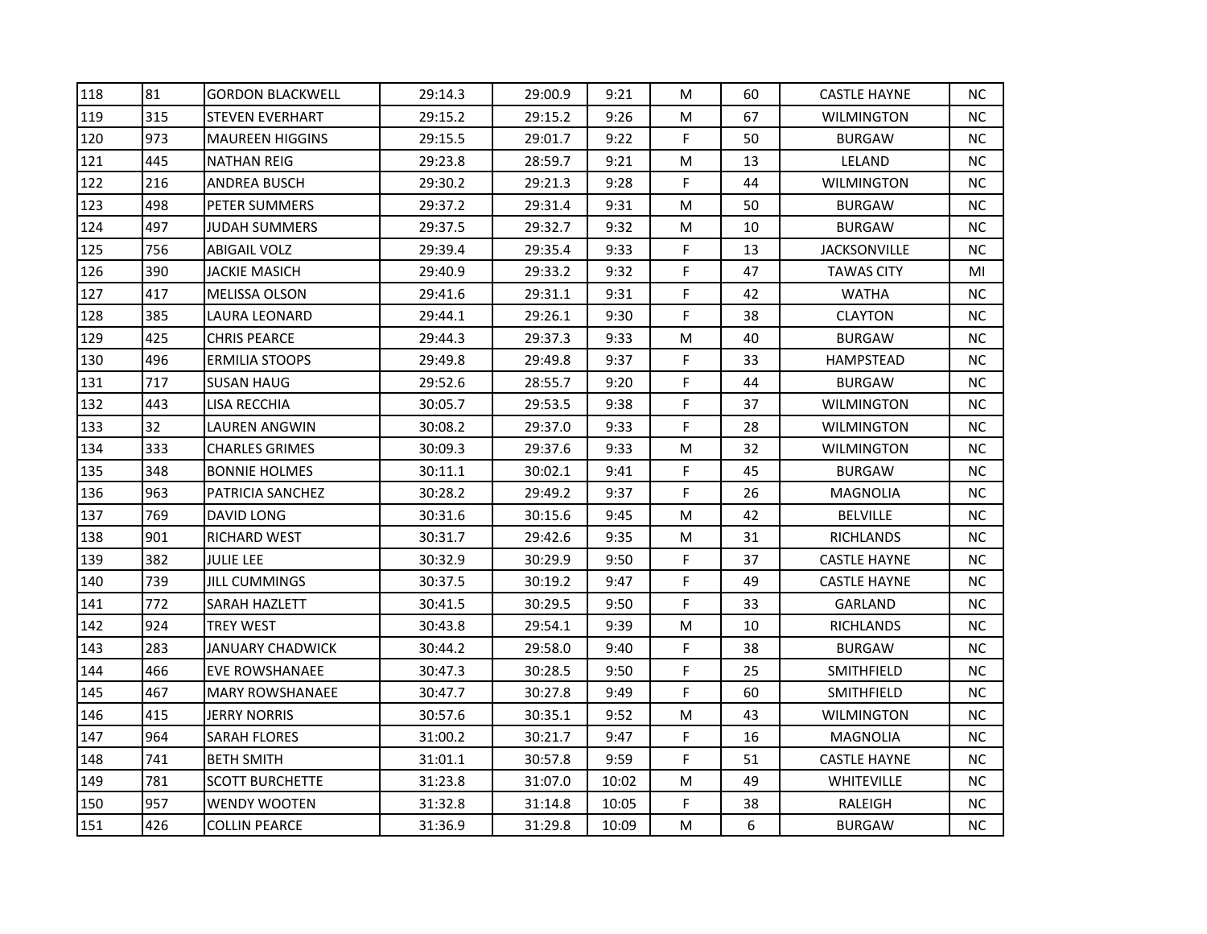| 118 | 81 | GORDON BLACKWELL | 29:14.3 | 29:00.9 | 9:21 | M | 60 | CASTLE HAYNE | NC |
|---|---|---|---|---|---|---|---|---|---|
| 119 | 315 | STEVEN EVERHART | 29:15.2 | 29:15.2 | 9:26 | M | 67 | WILMINGTON | NC |
| 120 | 973 | MAUREEN HIGGINS | 29:15.5 | 29:01.7 | 9:22 | F | 50 | BURGAW | NC |
| 121 | 445 | NATHAN REIG | 29:23.8 | 28:59.7 | 9:21 | M | 13 | LELAND | NC |
| 122 | 216 | ANDREA BUSCH | 29:30.2 | 29:21.3 | 9:28 | F | 44 | WILMINGTON | NC |
| 123 | 498 | PETER SUMMERS | 29:37.2 | 29:31.4 | 9:31 | M | 50 | BURGAW | NC |
| 124 | 497 | JUDAH SUMMERS | 29:37.5 | 29:32.7 | 9:32 | M | 10 | BURGAW | NC |
| 125 | 756 | ABIGAIL VOLZ | 29:39.4 | 29:35.4 | 9:33 | F | 13 | JACKSONVILLE | NC |
| 126 | 390 | JACKIE MASICH | 29:40.9 | 29:33.2 | 9:32 | F | 47 | TAWAS CITY | MI |
| 127 | 417 | MELISSA OLSON | 29:41.6 | 29:31.1 | 9:31 | F | 42 | WATHA | NC |
| 128 | 385 | LAURA LEONARD | 29:44.1 | 29:26.1 | 9:30 | F | 38 | CLAYTON | NC |
| 129 | 425 | CHRIS PEARCE | 29:44.3 | 29:37.3 | 9:33 | M | 40 | BURGAW | NC |
| 130 | 496 | ERMILIA STOOPS | 29:49.8 | 29:49.8 | 9:37 | F | 33 | HAMPSTEAD | NC |
| 131 | 717 | SUSAN HAUG | 29:52.6 | 28:55.7 | 9:20 | F | 44 | BURGAW | NC |
| 132 | 443 | LISA RECCHIA | 30:05.7 | 29:53.5 | 9:38 | F | 37 | WILMINGTON | NC |
| 133 | 32 | LAUREN ANGWIN | 30:08.2 | 29:37.0 | 9:33 | F | 28 | WILMINGTON | NC |
| 134 | 333 | CHARLES GRIMES | 30:09.3 | 29:37.6 | 9:33 | M | 32 | WILMINGTON | NC |
| 135 | 348 | BONNIE HOLMES | 30:11.1 | 30:02.1 | 9:41 | F | 45 | BURGAW | NC |
| 136 | 963 | PATRICIA SANCHEZ | 30:28.2 | 29:49.2 | 9:37 | F | 26 | MAGNOLIA | NC |
| 137 | 769 | DAVID LONG | 30:31.6 | 30:15.6 | 9:45 | M | 42 | BELVILLE | NC |
| 138 | 901 | RICHARD WEST | 30:31.7 | 29:42.6 | 9:35 | M | 31 | RICHLANDS | NC |
| 139 | 382 | JULIE LEE | 30:32.9 | 30:29.9 | 9:50 | F | 37 | CASTLE HAYNE | NC |
| 140 | 739 | JILL CUMMINGS | 30:37.5 | 30:19.2 | 9:47 | F | 49 | CASTLE HAYNE | NC |
| 141 | 772 | SARAH HAZLETT | 30:41.5 | 30:29.5 | 9:50 | F | 33 | GARLAND | NC |
| 142 | 924 | TREY WEST | 30:43.8 | 29:54.1 | 9:39 | M | 10 | RICHLANDS | NC |
| 143 | 283 | JANUARY CHADWICK | 30:44.2 | 29:58.0 | 9:40 | F | 38 | BURGAW | NC |
| 144 | 466 | EVE ROWSHANAEE | 30:47.3 | 30:28.5 | 9:50 | F | 25 | SMITHFIELD | NC |
| 145 | 467 | MARY ROWSHANAEE | 30:47.7 | 30:27.8 | 9:49 | F | 60 | SMITHFIELD | NC |
| 146 | 415 | JERRY NORRIS | 30:57.6 | 30:35.1 | 9:52 | M | 43 | WILMINGTON | NC |
| 147 | 964 | SARAH FLORES | 31:00.2 | 30:21.7 | 9:47 | F | 16 | MAGNOLIA | NC |
| 148 | 741 | BETH SMITH | 31:01.1 | 30:57.8 | 9:59 | F | 51 | CASTLE HAYNE | NC |
| 149 | 781 | SCOTT BURCHETTE | 31:23.8 | 31:07.0 | 10:02 | M | 49 | WHITEVILLE | NC |
| 150 | 957 | WENDY WOOTEN | 31:32.8 | 31:14.8 | 10:05 | F | 38 | RALEIGH | NC |
| 151 | 426 | COLLIN PEARCE | 31:36.9 | 31:29.8 | 10:09 | M | 6 | BURGAW | NC |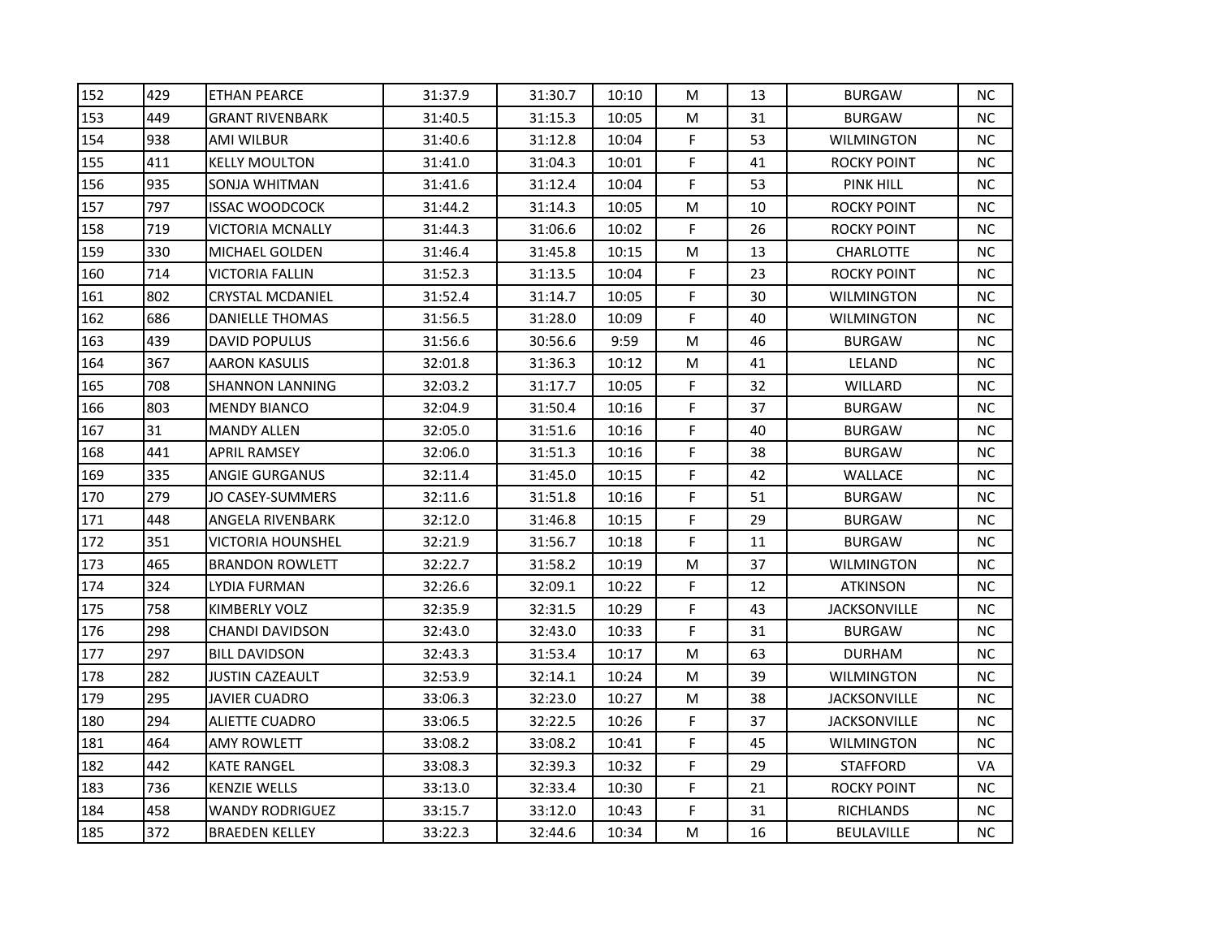| | | | | | | | | | |
|---|---|---|---|---|---|---|---|---|---|
| 152 | 429 | ETHAN PEARCE | 31:37.9 | 31:30.7 | 10:10 | M | 13 | BURGAW | NC |
| 153 | 449 | GRANT RIVENBARK | 31:40.5 | 31:15.3 | 10:05 | M | 31 | BURGAW | NC |
| 154 | 938 | AMI WILBUR | 31:40.6 | 31:12.8 | 10:04 | F | 53 | WILMINGTON | NC |
| 155 | 411 | KELLY MOULTON | 31:41.0 | 31:04.3 | 10:01 | F | 41 | ROCKY POINT | NC |
| 156 | 935 | SONJA WHITMAN | 31:41.6 | 31:12.4 | 10:04 | F | 53 | PINK HILL | NC |
| 157 | 797 | ISSAC WOODCOCK | 31:44.2 | 31:14.3 | 10:05 | M | 10 | ROCKY POINT | NC |
| 158 | 719 | VICTORIA MCNALLY | 31:44.3 | 31:06.6 | 10:02 | F | 26 | ROCKY POINT | NC |
| 159 | 330 | MICHAEL GOLDEN | 31:46.4 | 31:45.8 | 10:15 | M | 13 | CHARLOTTE | NC |
| 160 | 714 | VICTORIA FALLIN | 31:52.3 | 31:13.5 | 10:04 | F | 23 | ROCKY POINT | NC |
| 161 | 802 | CRYSTAL MCDANIEL | 31:52.4 | 31:14.7 | 10:05 | F | 30 | WILMINGTON | NC |
| 162 | 686 | DANIELLE THOMAS | 31:56.5 | 31:28.0 | 10:09 | F | 40 | WILMINGTON | NC |
| 163 | 439 | DAVID POPULUS | 31:56.6 | 30:56.6 | 9:59 | M | 46 | BURGAW | NC |
| 164 | 367 | AARON KASULIS | 32:01.8 | 31:36.3 | 10:12 | M | 41 | LELAND | NC |
| 165 | 708 | SHANNON LANNING | 32:03.2 | 31:17.7 | 10:05 | F | 32 | WILLARD | NC |
| 166 | 803 | MENDY BIANCO | 32:04.9 | 31:50.4 | 10:16 | F | 37 | BURGAW | NC |
| 167 | 31 | MANDY ALLEN | 32:05.0 | 31:51.6 | 10:16 | F | 40 | BURGAW | NC |
| 168 | 441 | APRIL RAMSEY | 32:06.0 | 31:51.3 | 10:16 | F | 38 | BURGAW | NC |
| 169 | 335 | ANGIE GURGANUS | 32:11.4 | 31:45.0 | 10:15 | F | 42 | WALLACE | NC |
| 170 | 279 | JO CASEY-SUMMERS | 32:11.6 | 31:51.8 | 10:16 | F | 51 | BURGAW | NC |
| 171 | 448 | ANGELA RIVENBARK | 32:12.0 | 31:46.8 | 10:15 | F | 29 | BURGAW | NC |
| 172 | 351 | VICTORIA HOUNSHEL | 32:21.9 | 31:56.7 | 10:18 | F | 11 | BURGAW | NC |
| 173 | 465 | BRANDON ROWLETT | 32:22.7 | 31:58.2 | 10:19 | M | 37 | WILMINGTON | NC |
| 174 | 324 | LYDIA FURMAN | 32:26.6 | 32:09.1 | 10:22 | F | 12 | ATKINSON | NC |
| 175 | 758 | KIMBERLY VOLZ | 32:35.9 | 32:31.5 | 10:29 | F | 43 | JACKSONVILLE | NC |
| 176 | 298 | CHANDI DAVIDSON | 32:43.0 | 32:43.0 | 10:33 | F | 31 | BURGAW | NC |
| 177 | 297 | BILL DAVIDSON | 32:43.3 | 31:53.4 | 10:17 | M | 63 | DURHAM | NC |
| 178 | 282 | JUSTIN CAZEAULT | 32:53.9 | 32:14.1 | 10:24 | M | 39 | WILMINGTON | NC |
| 179 | 295 | JAVIER CUADRO | 33:06.3 | 32:23.0 | 10:27 | M | 38 | JACKSONVILLE | NC |
| 180 | 294 | ALIETTE CUADRO | 33:06.5 | 32:22.5 | 10:26 | F | 37 | JACKSONVILLE | NC |
| 181 | 464 | AMY ROWLETT | 33:08.2 | 33:08.2 | 10:41 | F | 45 | WILMINGTON | NC |
| 182 | 442 | KATE RANGEL | 33:08.3 | 32:39.3 | 10:32 | F | 29 | STAFFORD | VA |
| 183 | 736 | KENZIE WELLS | 33:13.0 | 32:33.4 | 10:30 | F | 21 | ROCKY POINT | NC |
| 184 | 458 | WANDY RODRIGUEZ | 33:15.7 | 33:12.0 | 10:43 | F | 31 | RICHLANDS | NC |
| 185 | 372 | BRAEDEN KELLEY | 33:22.3 | 32:44.6 | 10:34 | M | 16 | BEULAVILLE | NC |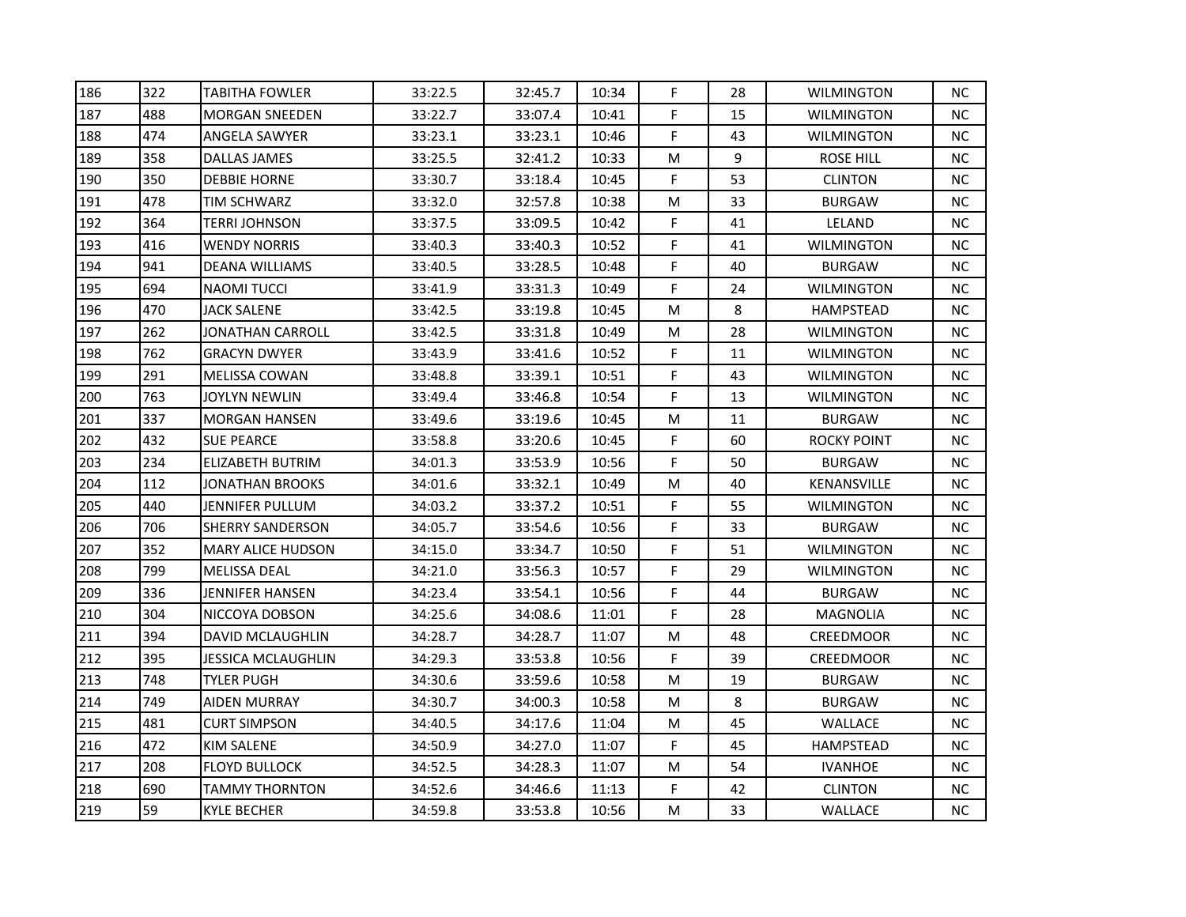| 186 | 322 | TABITHA FOWLER | 33:22.5 | 32:45.7 | 10:34 | F | 28 | WILMINGTON | NC |
|---|---|---|---|---|---|---|---|---|---|
| 187 | 488 | MORGAN SNEEDEN | 33:22.7 | 33:07.4 | 10:41 | F | 15 | WILMINGTON | NC |
| 188 | 474 | ANGELA SAWYER | 33:23.1 | 33:23.1 | 10:46 | F | 43 | WILMINGTON | NC |
| 189 | 358 | DALLAS JAMES | 33:25.5 | 32:41.2 | 10:33 | M | 9 | ROSE HILL | NC |
| 190 | 350 | DEBBIE HORNE | 33:30.7 | 33:18.4 | 10:45 | F | 53 | CLINTON | NC |
| 191 | 478 | TIM SCHWARZ | 33:32.0 | 32:57.8 | 10:38 | M | 33 | BURGAW | NC |
| 192 | 364 | TERRI JOHNSON | 33:37.5 | 33:09.5 | 10:42 | F | 41 | LELAND | NC |
| 193 | 416 | WENDY NORRIS | 33:40.3 | 33:40.3 | 10:52 | F | 41 | WILMINGTON | NC |
| 194 | 941 | DEANA WILLIAMS | 33:40.5 | 33:28.5 | 10:48 | F | 40 | BURGAW | NC |
| 195 | 694 | NAOMI TUCCI | 33:41.9 | 33:31.3 | 10:49 | F | 24 | WILMINGTON | NC |
| 196 | 470 | JACK SALENE | 33:42.5 | 33:19.8 | 10:45 | M | 8 | HAMPSTEAD | NC |
| 197 | 262 | JONATHAN CARROLL | 33:42.5 | 33:31.8 | 10:49 | M | 28 | WILMINGTON | NC |
| 198 | 762 | GRACYN DWYER | 33:43.9 | 33:41.6 | 10:52 | F | 11 | WILMINGTON | NC |
| 199 | 291 | MELISSA COWAN | 33:48.8 | 33:39.1 | 10:51 | F | 43 | WILMINGTON | NC |
| 200 | 763 | JOYLYN NEWLIN | 33:49.4 | 33:46.8 | 10:54 | F | 13 | WILMINGTON | NC |
| 201 | 337 | MORGAN HANSEN | 33:49.6 | 33:19.6 | 10:45 | M | 11 | BURGAW | NC |
| 202 | 432 | SUE PEARCE | 33:58.8 | 33:20.6 | 10:45 | F | 60 | ROCKY POINT | NC |
| 203 | 234 | ELIZABETH BUTRIM | 34:01.3 | 33:53.9 | 10:56 | F | 50 | BURGAW | NC |
| 204 | 112 | JONATHAN BROOKS | 34:01.6 | 33:32.1 | 10:49 | M | 40 | KENANSVILLE | NC |
| 205 | 440 | JENNIFER PULLUM | 34:03.2 | 33:37.2 | 10:51 | F | 55 | WILMINGTON | NC |
| 206 | 706 | SHERRY SANDERSON | 34:05.7 | 33:54.6 | 10:56 | F | 33 | BURGAW | NC |
| 207 | 352 | MARY ALICE HUDSON | 34:15.0 | 33:34.7 | 10:50 | F | 51 | WILMINGTON | NC |
| 208 | 799 | MELISSA DEAL | 34:21.0 | 33:56.3 | 10:57 | F | 29 | WILMINGTON | NC |
| 209 | 336 | JENNIFER HANSEN | 34:23.4 | 33:54.1 | 10:56 | F | 44 | BURGAW | NC |
| 210 | 304 | NICCOYA DOBSON | 34:25.6 | 34:08.6 | 11:01 | F | 28 | MAGNOLIA | NC |
| 211 | 394 | DAVID MCLAUGHLIN | 34:28.7 | 34:28.7 | 11:07 | M | 48 | CREEDMOOR | NC |
| 212 | 395 | JESSICA MCLAUGHLIN | 34:29.3 | 33:53.8 | 10:56 | F | 39 | CREEDMOOR | NC |
| 213 | 748 | TYLER PUGH | 34:30.6 | 33:59.6 | 10:58 | M | 19 | BURGAW | NC |
| 214 | 749 | AIDEN MURRAY | 34:30.7 | 34:00.3 | 10:58 | M | 8 | BURGAW | NC |
| 215 | 481 | CURT SIMPSON | 34:40.5 | 34:17.6 | 11:04 | M | 45 | WALLACE | NC |
| 216 | 472 | KIM SALENE | 34:50.9 | 34:27.0 | 11:07 | F | 45 | HAMPSTEAD | NC |
| 217 | 208 | FLOYD BULLOCK | 34:52.5 | 34:28.3 | 11:07 | M | 54 | IVANHOE | NC |
| 218 | 690 | TAMMY THORNTON | 34:52.6 | 34:46.6 | 11:13 | F | 42 | CLINTON | NC |
| 219 | 59 | KYLE BECHER | 34:59.8 | 33:53.8 | 10:56 | M | 33 | WALLACE | NC |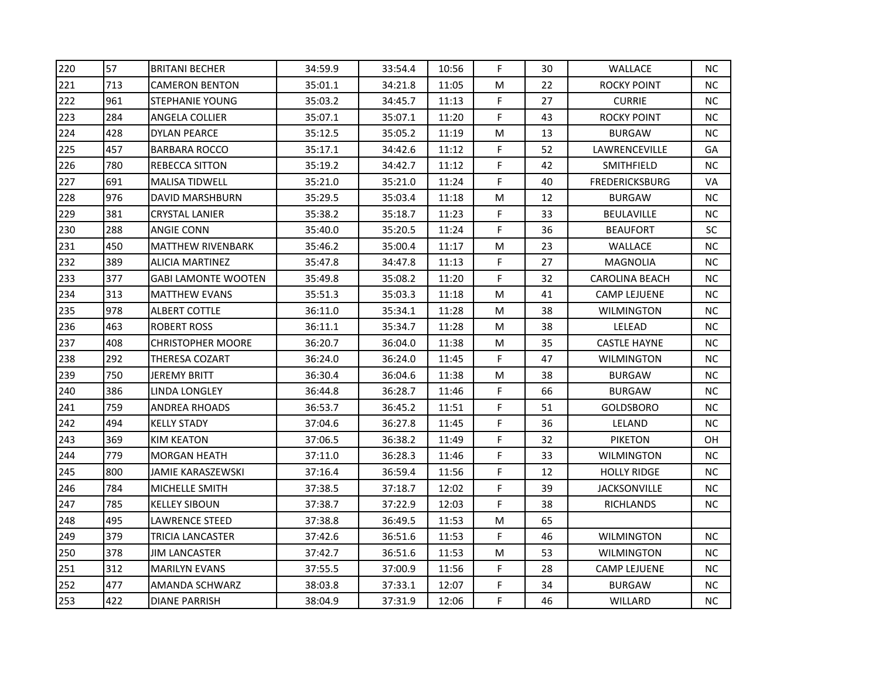| | | | | | | | | | |
|---|---|---|---|---|---|---|---|---|---|
| 220 | 57 | BRITANI BECHER | 34:59.9 | 33:54.4 | 10:56 | F | 30 | WALLACE | NC |
| 221 | 713 | CAMERON BENTON | 35:01.1 | 34:21.8 | 11:05 | M | 22 | ROCKY POINT | NC |
| 222 | 961 | STEPHANIE YOUNG | 35:03.2 | 34:45.7 | 11:13 | F | 27 | CURRIE | NC |
| 223 | 284 | ANGELA COLLIER | 35:07.1 | 35:07.1 | 11:20 | F | 43 | ROCKY POINT | NC |
| 224 | 428 | DYLAN PEARCE | 35:12.5 | 35:05.2 | 11:19 | M | 13 | BURGAW | NC |
| 225 | 457 | BARBARA ROCCO | 35:17.1 | 34:42.6 | 11:12 | F | 52 | LAWRENCEVILLE | GA |
| 226 | 780 | REBECCA SITTON | 35:19.2 | 34:42.7 | 11:12 | F | 42 | SMITHFIELD | NC |
| 227 | 691 | MALISA TIDWELL | 35:21.0 | 35:21.0 | 11:24 | F | 40 | FREDERICKSBURG | VA |
| 228 | 976 | DAVID MARSHBURN | 35:29.5 | 35:03.4 | 11:18 | M | 12 | BURGAW | NC |
| 229 | 381 | CRYSTAL LANIER | 35:38.2 | 35:18.7 | 11:23 | F | 33 | BEULAVILLE | NC |
| 230 | 288 | ANGIE CONN | 35:40.0 | 35:20.5 | 11:24 | F | 36 | BEAUFORT | SC |
| 231 | 450 | MATTHEW RIVENBARK | 35:46.2 | 35:00.4 | 11:17 | M | 23 | WALLACE | NC |
| 232 | 389 | ALICIA MARTINEZ | 35:47.8 | 34:47.8 | 11:13 | F | 27 | MAGNOLIA | NC |
| 233 | 377 | GABI LAMONTE WOOTEN | 35:49.8 | 35:08.2 | 11:20 | F | 32 | CAROLINA BEACH | NC |
| 234 | 313 | MATTHEW EVANS | 35:51.3 | 35:03.3 | 11:18 | M | 41 | CAMP LEJUENE | NC |
| 235 | 978 | ALBERT COTTLE | 36:11.0 | 35:34.1 | 11:28 | M | 38 | WILMINGTON | NC |
| 236 | 463 | ROBERT ROSS | 36:11.1 | 35:34.7 | 11:28 | M | 38 | LELEAD | NC |
| 237 | 408 | CHRISTOPHER MOORE | 36:20.7 | 36:04.0 | 11:38 | M | 35 | CASTLE HAYNE | NC |
| 238 | 292 | THERESA COZART | 36:24.0 | 36:24.0 | 11:45 | F | 47 | WILMINGTON | NC |
| 239 | 750 | JEREMY BRITT | 36:30.4 | 36:04.6 | 11:38 | M | 38 | BURGAW | NC |
| 240 | 386 | LINDA LONGLEY | 36:44.8 | 36:28.7 | 11:46 | F | 66 | BURGAW | NC |
| 241 | 759 | ANDREA RHOADS | 36:53.7 | 36:45.2 | 11:51 | F | 51 | GOLDSBORO | NC |
| 242 | 494 | KELLY STADY | 37:04.6 | 36:27.8 | 11:45 | F | 36 | LELAND | NC |
| 243 | 369 | KIM KEATON | 37:06.5 | 36:38.2 | 11:49 | F | 32 | PIKETON | OH |
| 244 | 779 | MORGAN HEATH | 37:11.0 | 36:28.3 | 11:46 | F | 33 | WILMINGTON | NC |
| 245 | 800 | JAMIE KARASZEWSKI | 37:16.4 | 36:59.4 | 11:56 | F | 12 | HOLLY RIDGE | NC |
| 246 | 784 | MICHELLE SMITH | 37:38.5 | 37:18.7 | 12:02 | F | 39 | JACKSONVILLE | NC |
| 247 | 785 | KELLEY SIBOUN | 37:38.7 | 37:22.9 | 12:03 | F | 38 | RICHLANDS | NC |
| 248 | 495 | LAWRENCE STEED | 37:38.8 | 36:49.5 | 11:53 | M | 65 | | |
| 249 | 379 | TRICIA LANCASTER | 37:42.6 | 36:51.6 | 11:53 | F | 46 | WILMINGTON | NC |
| 250 | 378 | JIM LANCASTER | 37:42.7 | 36:51.6 | 11:53 | M | 53 | WILMINGTON | NC |
| 251 | 312 | MARILYN EVANS | 37:55.5 | 37:00.9 | 11:56 | F | 28 | CAMP LEJUENE | NC |
| 252 | 477 | AMANDA SCHWARZ | 38:03.8 | 37:33.1 | 12:07 | F | 34 | BURGAW | NC |
| 253 | 422 | DIANE PARRISH | 38:04.9 | 37:31.9 | 12:06 | F | 46 | WILLARD | NC |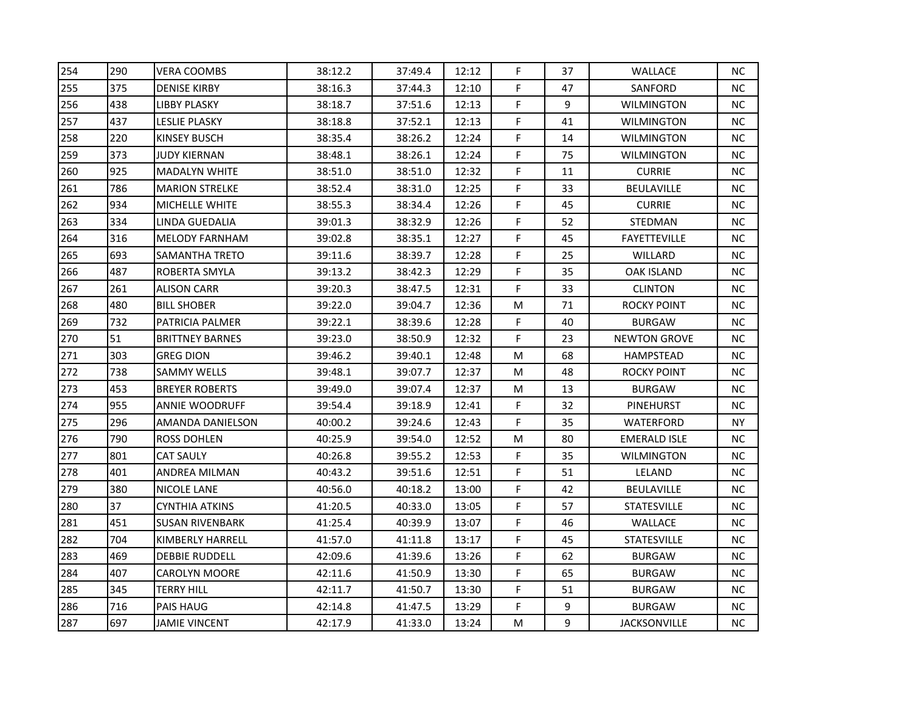| | | | | | | | | | |
|---|---|---|---|---|---|---|---|---|---|
| 254 | 290 | VERA COOMBS | 38:12.2 | 37:49.4 | 12:12 | F | 37 | WALLACE | NC |
| 255 | 375 | DENISE KIRBY | 38:16.3 | 37:44.3 | 12:10 | F | 47 | SANFORD | NC |
| 256 | 438 | LIBBY PLASKY | 38:18.7 | 37:51.6 | 12:13 | F | 9 | WILMINGTON | NC |
| 257 | 437 | LESLIE PLASKY | 38:18.8 | 37:52.1 | 12:13 | F | 41 | WILMINGTON | NC |
| 258 | 220 | KINSEY BUSCH | 38:35.4 | 38:26.2 | 12:24 | F | 14 | WILMINGTON | NC |
| 259 | 373 | JUDY KIERNAN | 38:48.1 | 38:26.1 | 12:24 | F | 75 | WILMINGTON | NC |
| 260 | 925 | MADALYN WHITE | 38:51.0 | 38:51.0 | 12:32 | F | 11 | CURRIE | NC |
| 261 | 786 | MARION STRELKE | 38:52.4 | 38:31.0 | 12:25 | F | 33 | BEULAVILLE | NC |
| 262 | 934 | MICHELLE WHITE | 38:55.3 | 38:34.4 | 12:26 | F | 45 | CURRIE | NC |
| 263 | 334 | LINDA GUEDALIA | 39:01.3 | 38:32.9 | 12:26 | F | 52 | STEDMAN | NC |
| 264 | 316 | MELODY FARNHAM | 39:02.8 | 38:35.1 | 12:27 | F | 45 | FAYETTEVILLE | NC |
| 265 | 693 | SAMANTHA TRETO | 39:11.6 | 38:39.7 | 12:28 | F | 25 | WILLARD | NC |
| 266 | 487 | ROBERTA SMYLA | 39:13.2 | 38:42.3 | 12:29 | F | 35 | OAK ISLAND | NC |
| 267 | 261 | ALISON CARR | 39:20.3 | 38:47.5 | 12:31 | F | 33 | CLINTON | NC |
| 268 | 480 | BILL SHOBER | 39:22.0 | 39:04.7 | 12:36 | M | 71 | ROCKY POINT | NC |
| 269 | 732 | PATRICIA PALMER | 39:22.1 | 38:39.6 | 12:28 | F | 40 | BURGAW | NC |
| 270 | 51 | BRITTNEY BARNES | 39:23.0 | 38:50.9 | 12:32 | F | 23 | NEWTON GROVE | NC |
| 271 | 303 | GREG DION | 39:46.2 | 39:40.1 | 12:48 | M | 68 | HAMPSTEAD | NC |
| 272 | 738 | SAMMY WELLS | 39:48.1 | 39:07.7 | 12:37 | M | 48 | ROCKY POINT | NC |
| 273 | 453 | BREYER ROBERTS | 39:49.0 | 39:07.4 | 12:37 | M | 13 | BURGAW | NC |
| 274 | 955 | ANNIE WOODRUFF | 39:54.4 | 39:18.9 | 12:41 | F | 32 | PINEHURST | NC |
| 275 | 296 | AMANDA DANIELSON | 40:00.2 | 39:24.6 | 12:43 | F | 35 | WATERFORD | NY |
| 276 | 790 | ROSS DOHLEN | 40:25.9 | 39:54.0 | 12:52 | M | 80 | EMERALD ISLE | NC |
| 277 | 801 | CAT SAULY | 40:26.8 | 39:55.2 | 12:53 | F | 35 | WILMINGTON | NC |
| 278 | 401 | ANDREA MILMAN | 40:43.2 | 39:51.6 | 12:51 | F | 51 | LELAND | NC |
| 279 | 380 | NICOLE LANE | 40:56.0 | 40:18.2 | 13:00 | F | 42 | BEULAVILLE | NC |
| 280 | 37 | CYNTHIA ATKINS | 41:20.5 | 40:33.0 | 13:05 | F | 57 | STATESVILLE | NC |
| 281 | 451 | SUSAN RIVENBARK | 41:25.4 | 40:39.9 | 13:07 | F | 46 | WALLACE | NC |
| 282 | 704 | KIMBERLY HARRELL | 41:57.0 | 41:11.8 | 13:17 | F | 45 | STATESVILLE | NC |
| 283 | 469 | DEBBIE RUDDELL | 42:09.6 | 41:39.6 | 13:26 | F | 62 | BURGAW | NC |
| 284 | 407 | CAROLYN MOORE | 42:11.6 | 41:50.9 | 13:30 | F | 65 | BURGAW | NC |
| 285 | 345 | TERRY HILL | 42:11.7 | 41:50.7 | 13:30 | F | 51 | BURGAW | NC |
| 286 | 716 | PAIS HAUG | 42:14.8 | 41:47.5 | 13:29 | F | 9 | BURGAW | NC |
| 287 | 697 | JAMIE VINCENT | 42:17.9 | 41:33.0 | 13:24 | M | 9 | JACKSONVILLE | NC |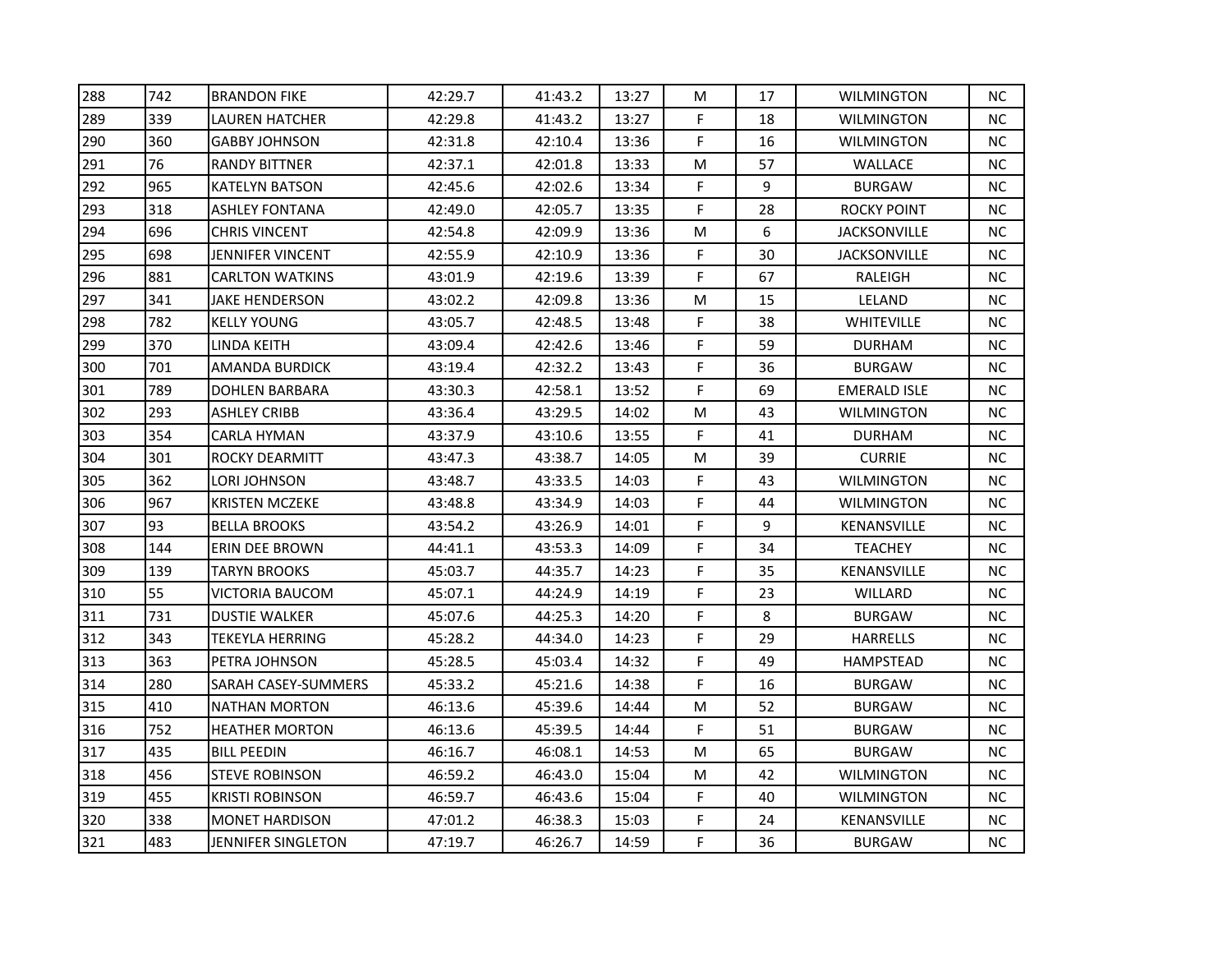| 288 | 742 | BRANDON FIKE | 42:29.7 | 41:43.2 | 13:27 | M | 17 | WILMINGTON | NC |
|---|---|---|---|---|---|---|---|---|---|
| 289 | 339 | LAUREN HATCHER | 42:29.8 | 41:43.2 | 13:27 | F | 18 | WILMINGTON | NC |
| 290 | 360 | GABBY JOHNSON | 42:31.8 | 42:10.4 | 13:36 | F | 16 | WILMINGTON | NC |
| 291 | 76 | RANDY BITTNER | 42:37.1 | 42:01.8 | 13:33 | M | 57 | WALLACE | NC |
| 292 | 965 | KATELYN BATSON | 42:45.6 | 42:02.6 | 13:34 | F | 9 | BURGAW | NC |
| 293 | 318 | ASHLEY FONTANA | 42:49.0 | 42:05.7 | 13:35 | F | 28 | ROCKY POINT | NC |
| 294 | 696 | CHRIS VINCENT | 42:54.8 | 42:09.9 | 13:36 | M | 6 | JACKSONVILLE | NC |
| 295 | 698 | JENNIFER VINCENT | 42:55.9 | 42:10.9 | 13:36 | F | 30 | JACKSONVILLE | NC |
| 296 | 881 | CARLTON WATKINS | 43:01.9 | 42:19.6 | 13:39 | F | 67 | RALEIGH | NC |
| 297 | 341 | JAKE HENDERSON | 43:02.2 | 42:09.8 | 13:36 | M | 15 | LELAND | NC |
| 298 | 782 | KELLY YOUNG | 43:05.7 | 42:48.5 | 13:48 | F | 38 | WHITEVILLE | NC |
| 299 | 370 | LINDA KEITH | 43:09.4 | 42:42.6 | 13:46 | F | 59 | DURHAM | NC |
| 300 | 701 | AMANDA BURDICK | 43:19.4 | 42:32.2 | 13:43 | F | 36 | BURGAW | NC |
| 301 | 789 | DOHLEN BARBARA | 43:30.3 | 42:58.1 | 13:52 | F | 69 | EMERALD ISLE | NC |
| 302 | 293 | ASHLEY CRIBB | 43:36.4 | 43:29.5 | 14:02 | M | 43 | WILMINGTON | NC |
| 303 | 354 | CARLA HYMAN | 43:37.9 | 43:10.6 | 13:55 | F | 41 | DURHAM | NC |
| 304 | 301 | ROCKY DEARMITT | 43:47.3 | 43:38.7 | 14:05 | M | 39 | CURRIE | NC |
| 305 | 362 | LORI JOHNSON | 43:48.7 | 43:33.5 | 14:03 | F | 43 | WILMINGTON | NC |
| 306 | 967 | KRISTEN MCZEKE | 43:48.8 | 43:34.9 | 14:03 | F | 44 | WILMINGTON | NC |
| 307 | 93 | BELLA BROOKS | 43:54.2 | 43:26.9 | 14:01 | F | 9 | KENANSVILLE | NC |
| 308 | 144 | ERIN DEE BROWN | 44:41.1 | 43:53.3 | 14:09 | F | 34 | TEACHEY | NC |
| 309 | 139 | TARYN BROOKS | 45:03.7 | 44:35.7 | 14:23 | F | 35 | KENANSVILLE | NC |
| 310 | 55 | VICTORIA BAUCOM | 45:07.1 | 44:24.9 | 14:19 | F | 23 | WILLARD | NC |
| 311 | 731 | DUSTIE WALKER | 45:07.6 | 44:25.3 | 14:20 | F | 8 | BURGAW | NC |
| 312 | 343 | TEKEYLA HERRING | 45:28.2 | 44:34.0 | 14:23 | F | 29 | HARRELLS | NC |
| 313 | 363 | PETRA JOHNSON | 45:28.5 | 45:03.4 | 14:32 | F | 49 | HAMPSTEAD | NC |
| 314 | 280 | SARAH CASEY-SUMMERS | 45:33.2 | 45:21.6 | 14:38 | F | 16 | BURGAW | NC |
| 315 | 410 | NATHAN MORTON | 46:13.6 | 45:39.6 | 14:44 | M | 52 | BURGAW | NC |
| 316 | 752 | HEATHER MORTON | 46:13.6 | 45:39.5 | 14:44 | F | 51 | BURGAW | NC |
| 317 | 435 | BILL PEEDIN | 46:16.7 | 46:08.1 | 14:53 | M | 65 | BURGAW | NC |
| 318 | 456 | STEVE ROBINSON | 46:59.2 | 46:43.0 | 15:04 | M | 42 | WILMINGTON | NC |
| 319 | 455 | KRISTI ROBINSON | 46:59.7 | 46:43.6 | 15:04 | F | 40 | WILMINGTON | NC |
| 320 | 338 | MONET HARDISON | 47:01.2 | 46:38.3 | 15:03 | F | 24 | KENANSVILLE | NC |
| 321 | 483 | JENNIFER SINGLETON | 47:19.7 | 46:26.7 | 14:59 | F | 36 | BURGAW | NC |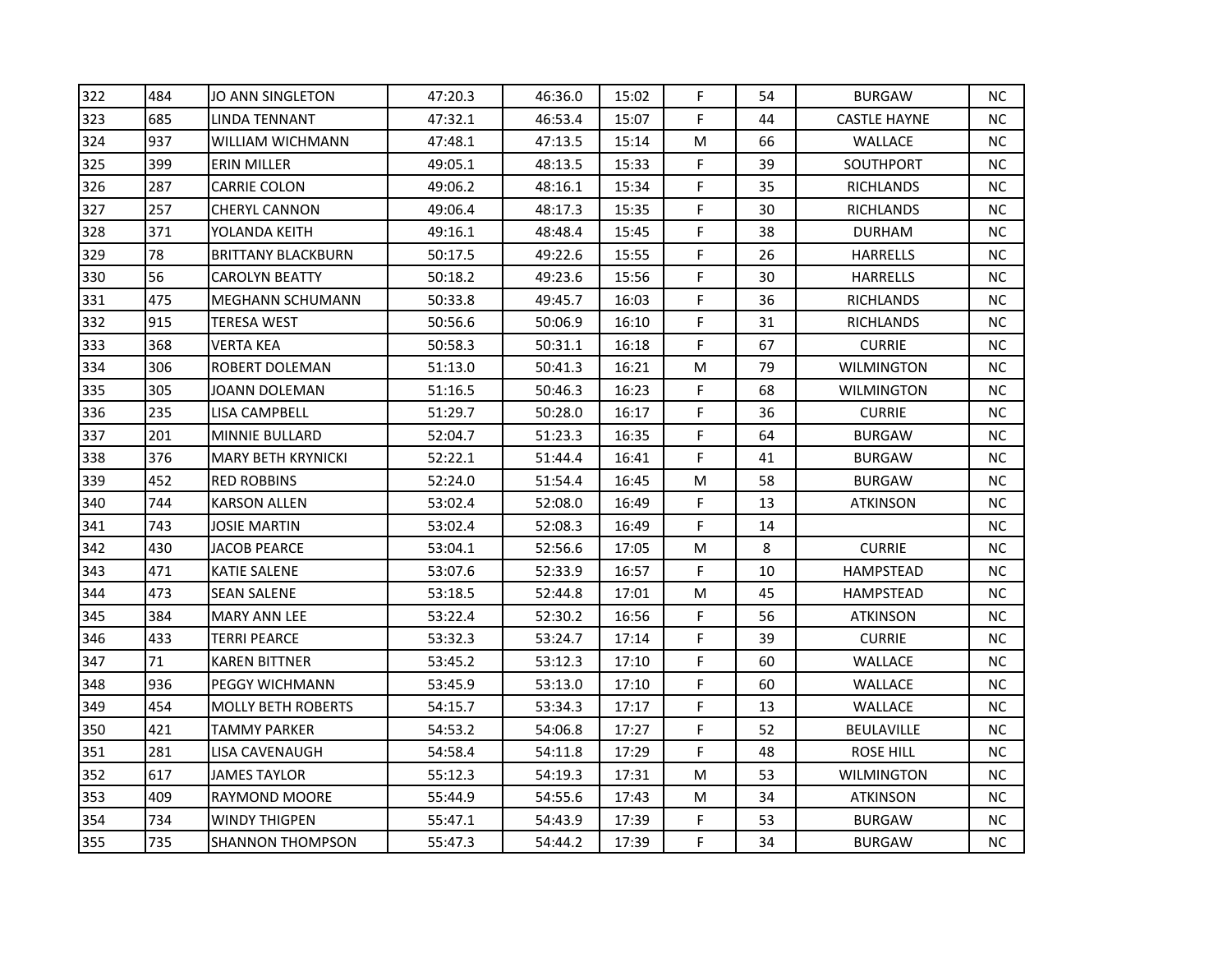| | | | | | | | | | |
|---|---|---|---|---|---|---|---|---|---|
| 322 | 484 | JO ANN SINGLETON | 47:20.3 | 46:36.0 | 15:02 | F | 54 | BURGAW | NC |
| 323 | 685 | LINDA TENNANT | 47:32.1 | 46:53.4 | 15:07 | F | 44 | CASTLE HAYNE | NC |
| 324 | 937 | WILLIAM WICHMANN | 47:48.1 | 47:13.5 | 15:14 | M | 66 | WALLACE | NC |
| 325 | 399 | ERIN MILLER | 49:05.1 | 48:13.5 | 15:33 | F | 39 | SOUTHPORT | NC |
| 326 | 287 | CARRIE COLON | 49:06.2 | 48:16.1 | 15:34 | F | 35 | RICHLANDS | NC |
| 327 | 257 | CHERYL CANNON | 49:06.4 | 48:17.3 | 15:35 | F | 30 | RICHLANDS | NC |
| 328 | 371 | YOLANDA KEITH | 49:16.1 | 48:48.4 | 15:45 | F | 38 | DURHAM | NC |
| 329 | 78 | BRITTANY BLACKBURN | 50:17.5 | 49:22.6 | 15:55 | F | 26 | HARRELLS | NC |
| 330 | 56 | CAROLYN BEATTY | 50:18.2 | 49:23.6 | 15:56 | F | 30 | HARRELLS | NC |
| 331 | 475 | MEGHANN SCHUMANN | 50:33.8 | 49:45.7 | 16:03 | F | 36 | RICHLANDS | NC |
| 332 | 915 | TERESA WEST | 50:56.6 | 50:06.9 | 16:10 | F | 31 | RICHLANDS | NC |
| 333 | 368 | VERTA KEA | 50:58.3 | 50:31.1 | 16:18 | F | 67 | CURRIE | NC |
| 334 | 306 | ROBERT DOLEMAN | 51:13.0 | 50:41.3 | 16:21 | M | 79 | WILMINGTON | NC |
| 335 | 305 | JOANN DOLEMAN | 51:16.5 | 50:46.3 | 16:23 | F | 68 | WILMINGTON | NC |
| 336 | 235 | LISA CAMPBELL | 51:29.7 | 50:28.0 | 16:17 | F | 36 | CURRIE | NC |
| 337 | 201 | MINNIE BULLARD | 52:04.7 | 51:23.3 | 16:35 | F | 64 | BURGAW | NC |
| 338 | 376 | MARY BETH KRYNICKI | 52:22.1 | 51:44.4 | 16:41 | F | 41 | BURGAW | NC |
| 339 | 452 | RED ROBBINS | 52:24.0 | 51:54.4 | 16:45 | M | 58 | BURGAW | NC |
| 340 | 744 | KARSON ALLEN | 53:02.4 | 52:08.0 | 16:49 | F | 13 | ATKINSON | NC |
| 341 | 743 | JOSIE MARTIN | 53:02.4 | 52:08.3 | 16:49 | F | 14 | | NC |
| 342 | 430 | JACOB PEARCE | 53:04.1 | 52:56.6 | 17:05 | M | 8 | CURRIE | NC |
| 343 | 471 | KATIE SALENE | 53:07.6 | 52:33.9 | 16:57 | F | 10 | HAMPSTEAD | NC |
| 344 | 473 | SEAN SALENE | 53:18.5 | 52:44.8 | 17:01 | M | 45 | HAMPSTEAD | NC |
| 345 | 384 | MARY ANN LEE | 53:22.4 | 52:30.2 | 16:56 | F | 56 | ATKINSON | NC |
| 346 | 433 | TERRI PEARCE | 53:32.3 | 53:24.7 | 17:14 | F | 39 | CURRIE | NC |
| 347 | 71 | KAREN BITTNER | 53:45.2 | 53:12.3 | 17:10 | F | 60 | WALLACE | NC |
| 348 | 936 | PEGGY WICHMANN | 53:45.9 | 53:13.0 | 17:10 | F | 60 | WALLACE | NC |
| 349 | 454 | MOLLY BETH ROBERTS | 54:15.7 | 53:34.3 | 17:17 | F | 13 | WALLACE | NC |
| 350 | 421 | TAMMY PARKER | 54:53.2 | 54:06.8 | 17:27 | F | 52 | BEULAVILLE | NC |
| 351 | 281 | LISA CAVENAUGH | 54:58.4 | 54:11.8 | 17:29 | F | 48 | ROSE HILL | NC |
| 352 | 617 | JAMES TAYLOR | 55:12.3 | 54:19.3 | 17:31 | M | 53 | WILMINGTON | NC |
| 353 | 409 | RAYMOND MOORE | 55:44.9 | 54:55.6 | 17:43 | M | 34 | ATKINSON | NC |
| 354 | 734 | WINDY THIGPEN | 55:47.1 | 54:43.9 | 17:39 | F | 53 | BURGAW | NC |
| 355 | 735 | SHANNON THOMPSON | 55:47.3 | 54:44.2 | 17:39 | F | 34 | BURGAW | NC |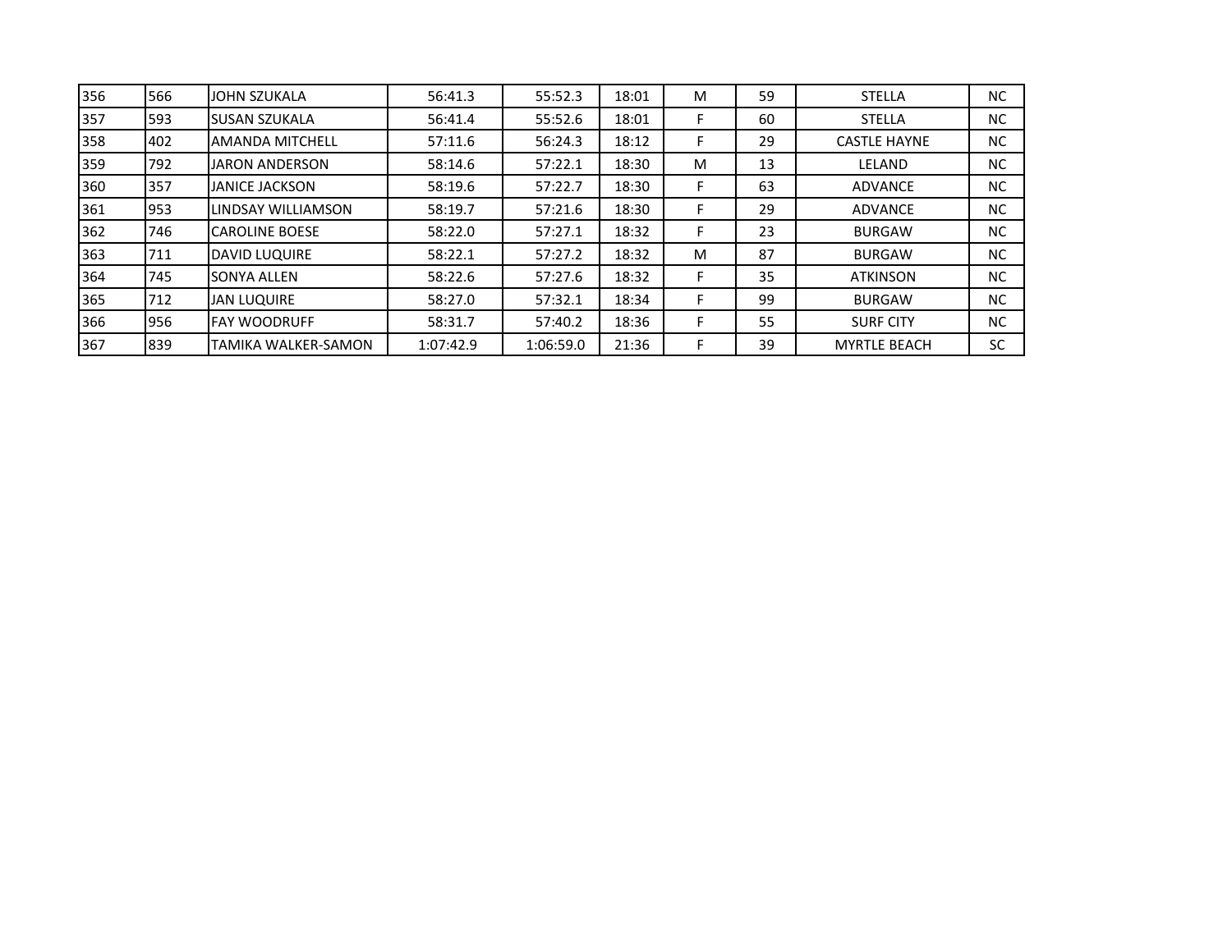| | | | | | | | | | |
|---|---|---|---|---|---|---|---|---|---|
| 356 | 566 | JOHN SZUKALA | 56:41.3 | 55:52.3 | 18:01 | M | 59 | STELLA | NC |
| 357 | 593 | SUSAN SZUKALA | 56:41.4 | 55:52.6 | 18:01 | F | 60 | STELLA | NC |
| 358 | 402 | AMANDA MITCHELL | 57:11.6 | 56:24.3 | 18:12 | F | 29 | CASTLE HAYNE | NC |
| 359 | 792 | JARON ANDERSON | 58:14.6 | 57:22.1 | 18:30 | M | 13 | LELAND | NC |
| 360 | 357 | JANICE JACKSON | 58:19.6 | 57:22.7 | 18:30 | F | 63 | ADVANCE | NC |
| 361 | 953 | LINDSAY WILLIAMSON | 58:19.7 | 57:21.6 | 18:30 | F | 29 | ADVANCE | NC |
| 362 | 746 | CAROLINE BOESE | 58:22.0 | 57:27.1 | 18:32 | F | 23 | BURGAW | NC |
| 363 | 711 | DAVID LUQUIRE | 58:22.1 | 57:27.2 | 18:32 | M | 87 | BURGAW | NC |
| 364 | 745 | SONYA ALLEN | 58:22.6 | 57:27.6 | 18:32 | F | 35 | ATKINSON | NC |
| 365 | 712 | JAN LUQUIRE | 58:27.0 | 57:32.1 | 18:34 | F | 99 | BURGAW | NC |
| 366 | 956 | FAY WOODRUFF | 58:31.7 | 57:40.2 | 18:36 | F | 55 | SURF CITY | NC |
| 367 | 839 | TAMIKA WALKER-SAMON | 1:07:42.9 | 1:06:59.0 | 21:36 | F | 39 | MYRTLE BEACH | SC |